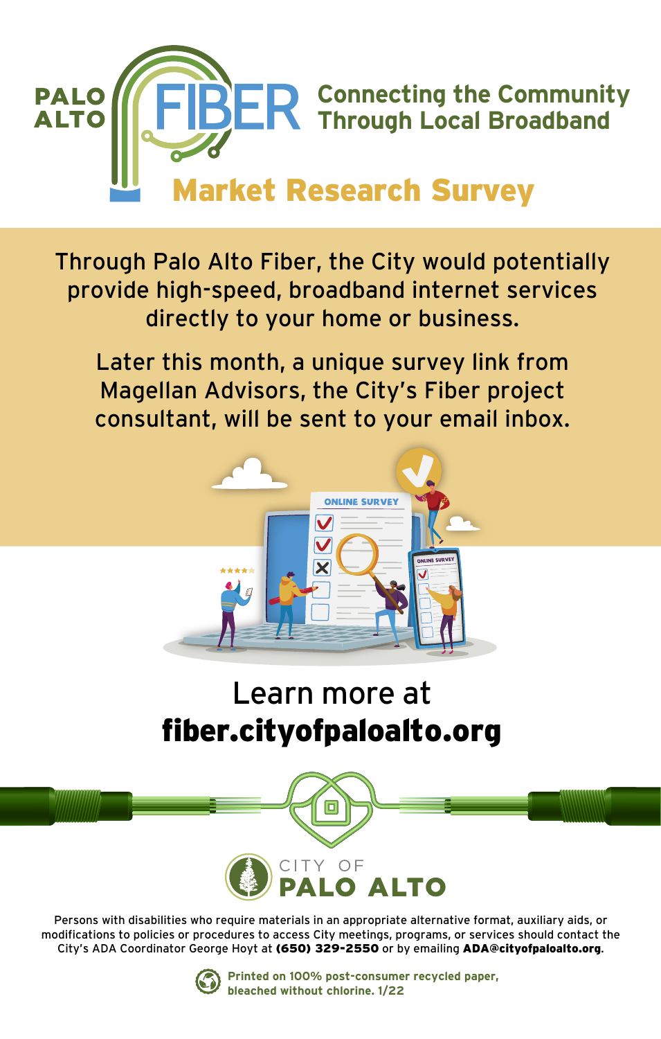# PALO ALTO FIBER

## Connecting the Community Through Local Broadband

## Market Research Survey

Through Palo Alto Fiber, the City would potentially provide high-speed, broadband internet services directly to your home or business.

Later this month, a unique survey link from Magellan Advisors, the City's Fiber project consultant, will be sent to your email inbox.

Learn more at
**fiber.cityofpaloalto.org**

CITY OF
**PALO ALTO**

Persons with disabilities who require materials in an appropriate alternative format, auxiliary aids, or modifications to policies or procedures to access City meetings, programs, or services should contact the City's ADA Coordinator George Hoyt at **(650) 329-2550** or by emailing **ADA@cityofpaloalto.org**.

**Printed on 100% post-consumer recycled paper, bleached without chlorine. 1/22**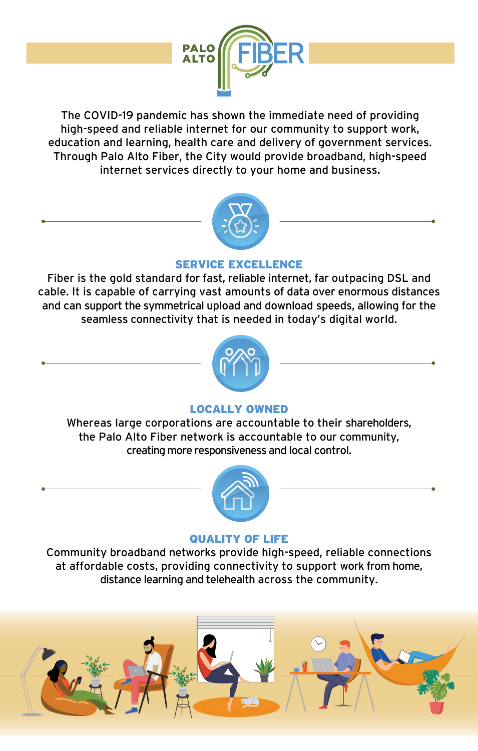# PALO ALTO FIBER

The COVID-19 pandemic has shown the immediate need of providing high-speed and reliable internet for our community to support work, education and learning, health care and delivery of government services. Through Palo Alto Fiber, the City would provide broadband, high-speed internet services directly to your home and business.

## SERVICE EXCELLENCE

Fiber is the gold standard for fast, reliable internet, far outpacing DSL and cable. It is capable of carrying vast amounts of data over enormous distances and can support the symmetrical upload and download speeds, allowing for the seamless connectivity that is needed in today's digital world.

## LOCALLY OWNED

Whereas large corporations are accountable to their shareholders, the Palo Alto Fiber network is accountable to our community, creating more responsiveness and local control.

## QUALITY OF LIFE

Community broadband networks provide high-speed, reliable connections at affordable costs, providing connectivity to support work from home, distance learning and telehealth across the community.